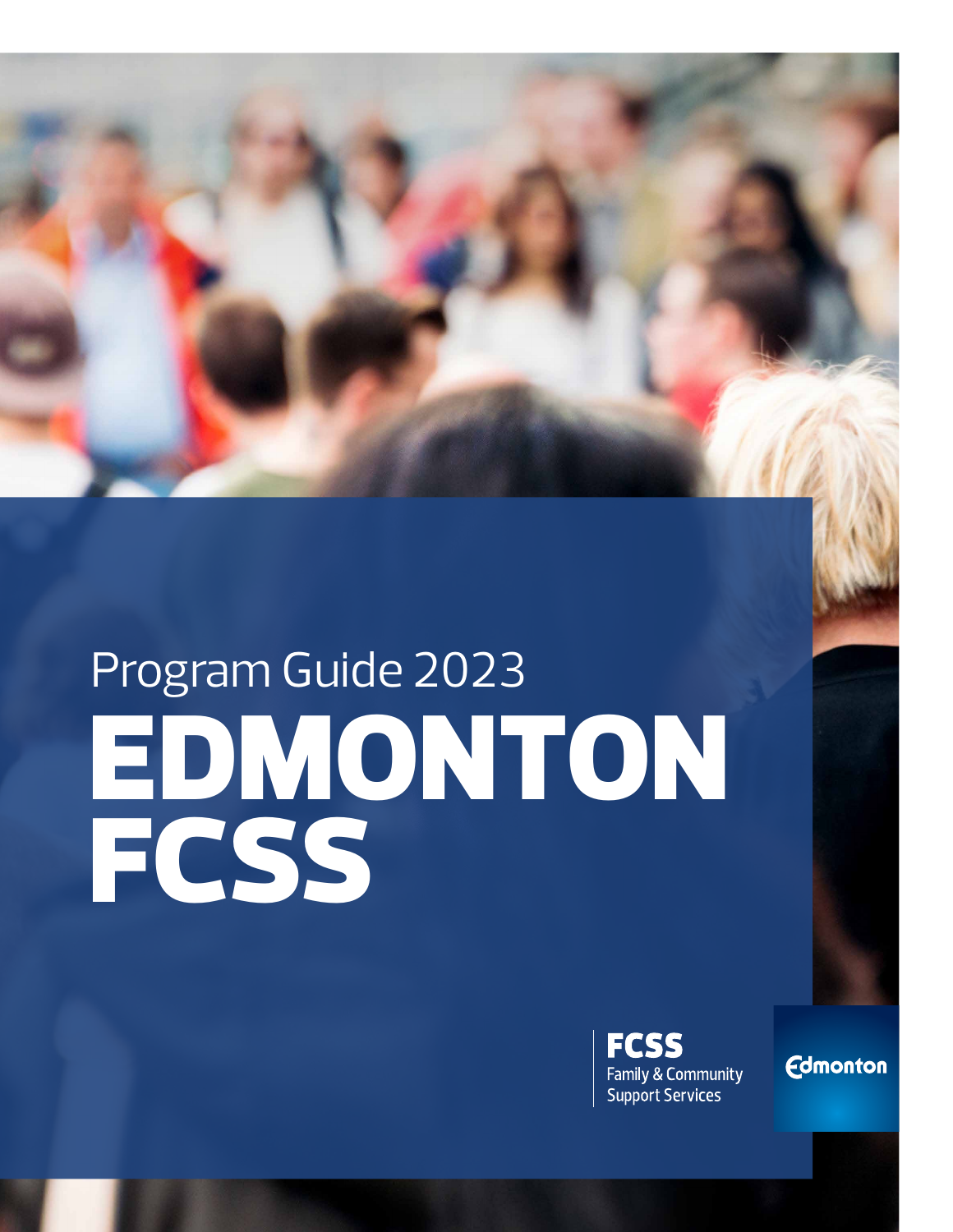Program Guide 2023

# EDMONTON FCSS

**FCSS**
Family & Community Support Services

Edmonton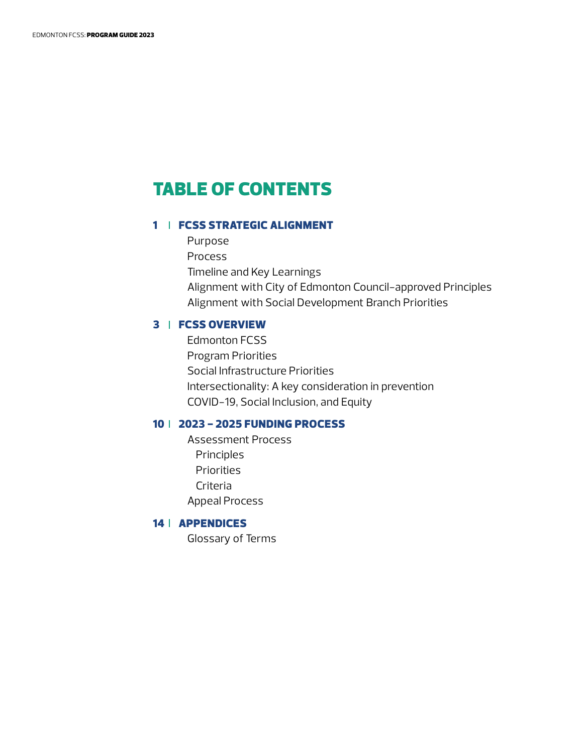# TABLE OF CONTENTS

## 1 | FCSS STRATEGIC ALIGNMENT

- Purpose
- Process
- Timeline and Key Learnings
- Alignment with City of Edmonton Council-approved Principles
- Alignment with Social Development Branch Priorities

## 3 | FCSS OVERVIEW

- Edmonton FCSS
- Program Priorities
- Social Infrastructure Priorities
- Intersectionality: A key consideration in prevention
- COVID-19, Social Inclusion, and Equity

## 10 | 2023 – 2025 FUNDING PROCESS

- Assessment Process
  - Principles
  - Priorities
  - Criteria
- Appeal Process

## 14 | APPENDICES

- Glossary of Terms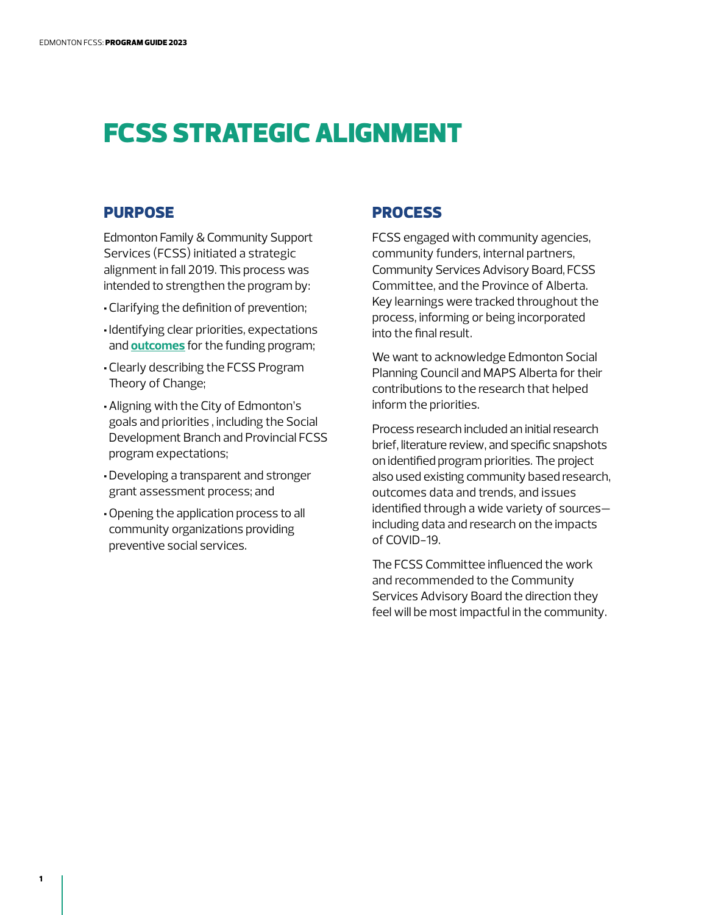# FCSS STRATEGIC ALIGNMENT

## PURPOSE

Edmonton Family & Community Support Services (FCSS) initiated a strategic alignment in fall 2019. This process was intended to strengthen the program by:

- Clarifying the definition of prevention;
- Identifying clear priorities, expectations and **outcomes** for the funding program;
- Clearly describing the FCSS Program Theory of Change;
- Aligning with the City of Edmonton's goals and priorities , including the Social Development Branch and Provincial FCSS program expectations;
- Developing a transparent and stronger grant assessment process; and
- Opening the application process to all community organizations providing preventive social services.

## PROCESS

FCSS engaged with community agencies, community funders, internal partners, Community Services Advisory Board, FCSS Committee, and the Province of Alberta. Key learnings were tracked throughout the process, informing or being incorporated into the final result.

We want to acknowledge Edmonton Social Planning Council and MAPS Alberta for their contributions to the research that helped inform the priorities.

Process research included an initial research brief, literature review, and specific snapshots on identified program priorities. The project also used existing community based research, outcomes data and trends, and issues identified through a wide variety of sources—including data and research on the impacts of COVID-19.

The FCSS Committee influenced the work and recommended to the Community Services Advisory Board the direction they feel will be most impactful in the community.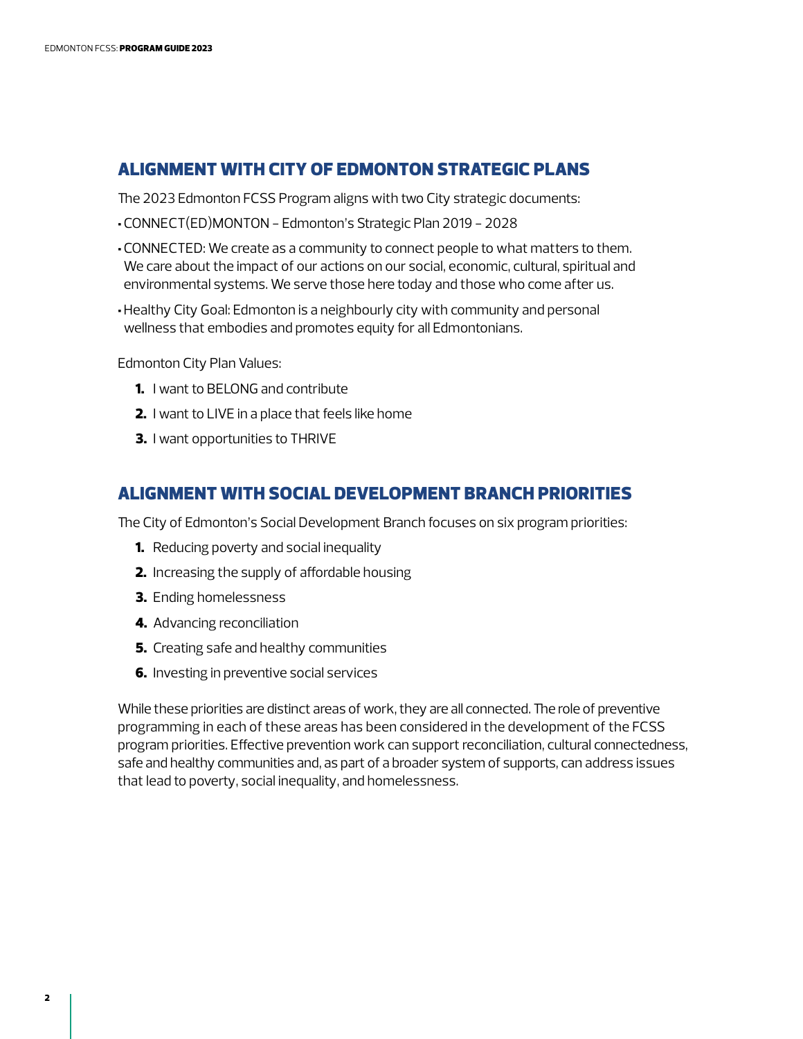## ALIGNMENT WITH CITY OF EDMONTON STRATEGIC PLANS

The 2023 Edmonton FCSS Program aligns with two City strategic documents:

- CONNECT(ED)MONTON – Edmonton's Strategic Plan 2019 – 2028
- CONNECTED: We create as a community to connect people to what matters to them. We care about the impact of our actions on our social, economic, cultural, spiritual and environmental systems. We serve those here today and those who come after us.
- Healthy City Goal: Edmonton is a neighbourly city with community and personal wellness that embodies and promotes equity for all Edmontonians.

Edmonton City Plan Values:

1. I want to BELONG and contribute
2. I want to LIVE in a place that feels like home
3. I want opportunities to THRIVE

## ALIGNMENT WITH SOCIAL DEVELOPMENT BRANCH PRIORITIES

The City of Edmonton's Social Development Branch focuses on six program priorities:

1. Reducing poverty and social inequality
2. Increasing the supply of affordable housing
3. Ending homelessness
4. Advancing reconciliation
5. Creating safe and healthy communities
6. Investing in preventive social services

While these priorities are distinct areas of work, they are all connected. The role of preventive programming in each of these areas has been considered in the development of the FCSS program priorities. Effective prevention work can support reconciliation, cultural connectedness, safe and healthy communities and, as part of a broader system of supports, can address issues that lead to poverty, social inequality, and homelessness.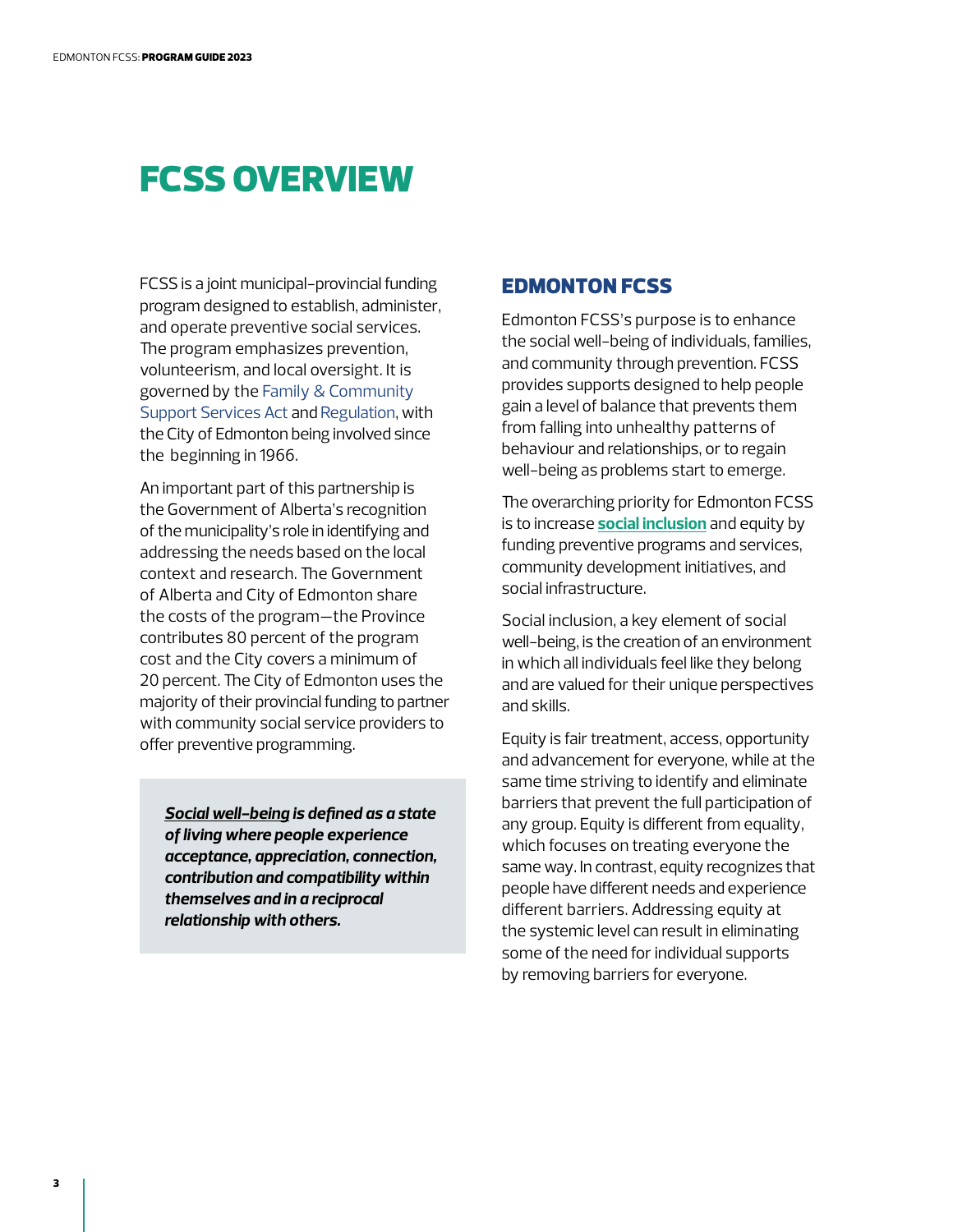# FCSS OVERVIEW

FCSS is a joint municipal-provincial funding program designed to establish, administer, and operate preventive social services. The program emphasizes prevention, volunteerism, and local oversight. It is governed by the Family & Community Support Services Act and Regulation, with the City of Edmonton being involved since the beginning in 1966.

An important part of this partnership is the Government of Alberta's recognition of the municipality's role in identifying and addressing the needs based on the local context and research. The Government of Alberta and City of Edmonton share the costs of the program—the Province contributes 80 percent of the program cost and the City covers a minimum of 20 percent. The City of Edmonton uses the majority of their provincial funding to partner with community social service providers to offer preventive programming.

> ***Social well-being*** ***is defined as a state of living where people experience acceptance, appreciation, connection, contribution and compatibility within themselves and in a reciprocal relationship with others.***

## EDMONTON FCSS

Edmonton FCSS's purpose is to enhance the social well-being of individuals, families, and community through prevention. FCSS provides supports designed to help people gain a level of balance that prevents them from falling into unhealthy patterns of behaviour and relationships, or to regain well-being as problems start to emerge.

The overarching priority for Edmonton FCSS is to increase **social inclusion** and equity by funding preventive programs and services, community development initiatives, and social infrastructure.

Social inclusion, a key element of social well-being, is the creation of an environment in which all individuals feel like they belong and are valued for their unique perspectives and skills.

Equity is fair treatment, access, opportunity and advancement for everyone, while at the same time striving to identify and eliminate barriers that prevent the full participation of any group. Equity is different from equality, which focuses on treating everyone the same way. In contrast, equity recognizes that people have different needs and experience different barriers. Addressing equity at the systemic level can result in eliminating some of the need for individual supports by removing barriers for everyone.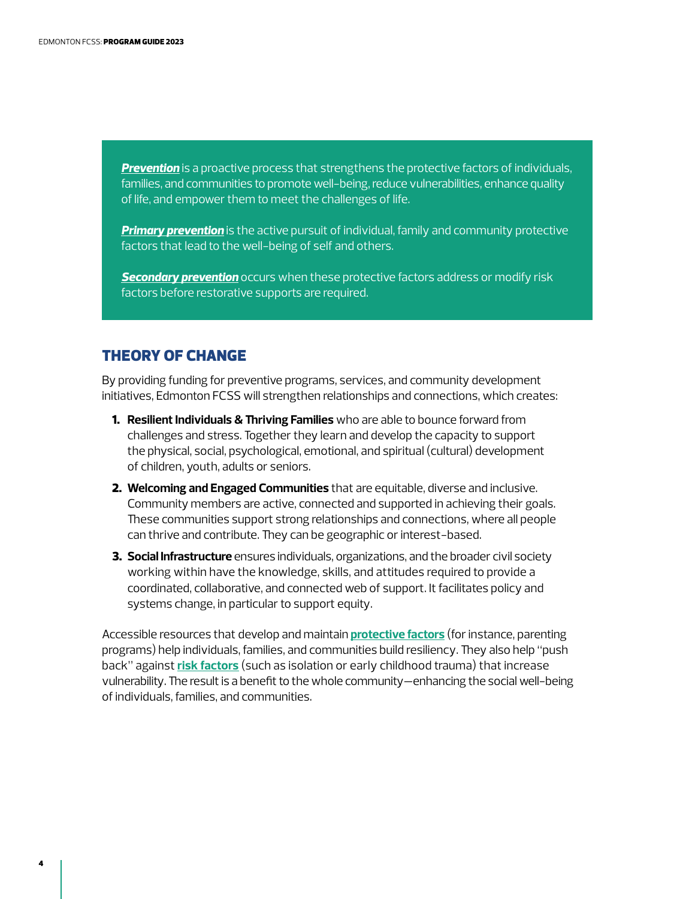***Prevention*** is a proactive process that strengthens the protective factors of individuals, families, and communities to promote well-being, reduce vulnerabilities, enhance quality of life, and empower them to meet the challenges of life.

***Primary prevention*** is the active pursuit of individual, family and community protective factors that lead to the well-being of self and others.

***Secondary prevention*** occurs when these protective factors address or modify risk factors before restorative supports are required.

## THEORY OF CHANGE

By providing funding for preventive programs, services, and community development initiatives, Edmonton FCSS will strengthen relationships and connections, which creates:

1. **Resilient Individuals & Thriving Families** who are able to bounce forward from challenges and stress. Together they learn and develop the capacity to support the physical, social, psychological, emotional, and spiritual (cultural) development of children, youth, adults or seniors.
2. **Welcoming and Engaged Communities** that are equitable, diverse and inclusive. Community members are active, connected and supported in achieving their goals. These communities support strong relationships and connections, where all people can thrive and contribute. They can be geographic or interest-based.
3. **Social Infrastructure** ensures individuals, organizations, and the broader civil society working within have the knowledge, skills, and attitudes required to provide a coordinated, collaborative, and connected web of support. It facilitates policy and systems change, in particular to support equity.

Accessible resources that develop and maintain **protective factors** (for instance, parenting programs) help individuals, families, and communities build resiliency. They also help "push back" against **risk factors** (such as isolation or early childhood trauma) that increase vulnerability. The result is a benefit to the whole community—enhancing the social well-being of individuals, families, and communities.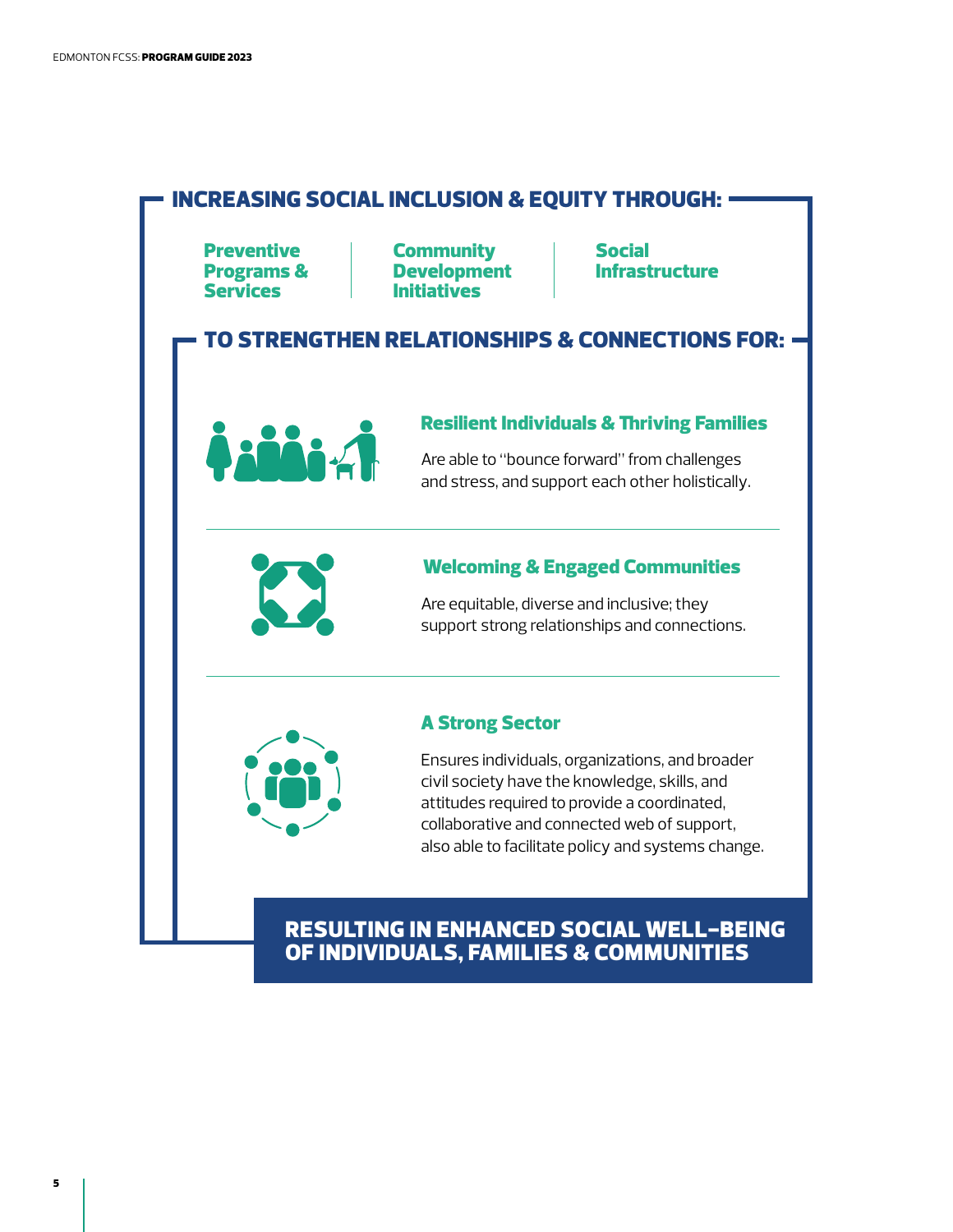## INCREASING SOCIAL INCLUSION & EQUITY THROUGH:

**Preventive Programs & Services**

**Community Development Initiatives**

**Social Infrastructure**

## TO STRENGTHEN RELATIONSHIPS & CONNECTIONS FOR:

### Resilient Individuals & Thriving Families

Are able to "bounce forward" from challenges and stress, and support each other holistically.

### Welcoming & Engaged Communities

Are equitable, diverse and inclusive; they support strong relationships and connections.

### A Strong Sector

Ensures individuals, organizations, and broader civil society have the knowledge, skills, and attitudes required to provide a coordinated, collaborative and connected web of support, also able to facilitate policy and systems change.

## RESULTING IN ENHANCED SOCIAL WELL-BEING OF INDIVIDUALS, FAMILIES & COMMUNITIES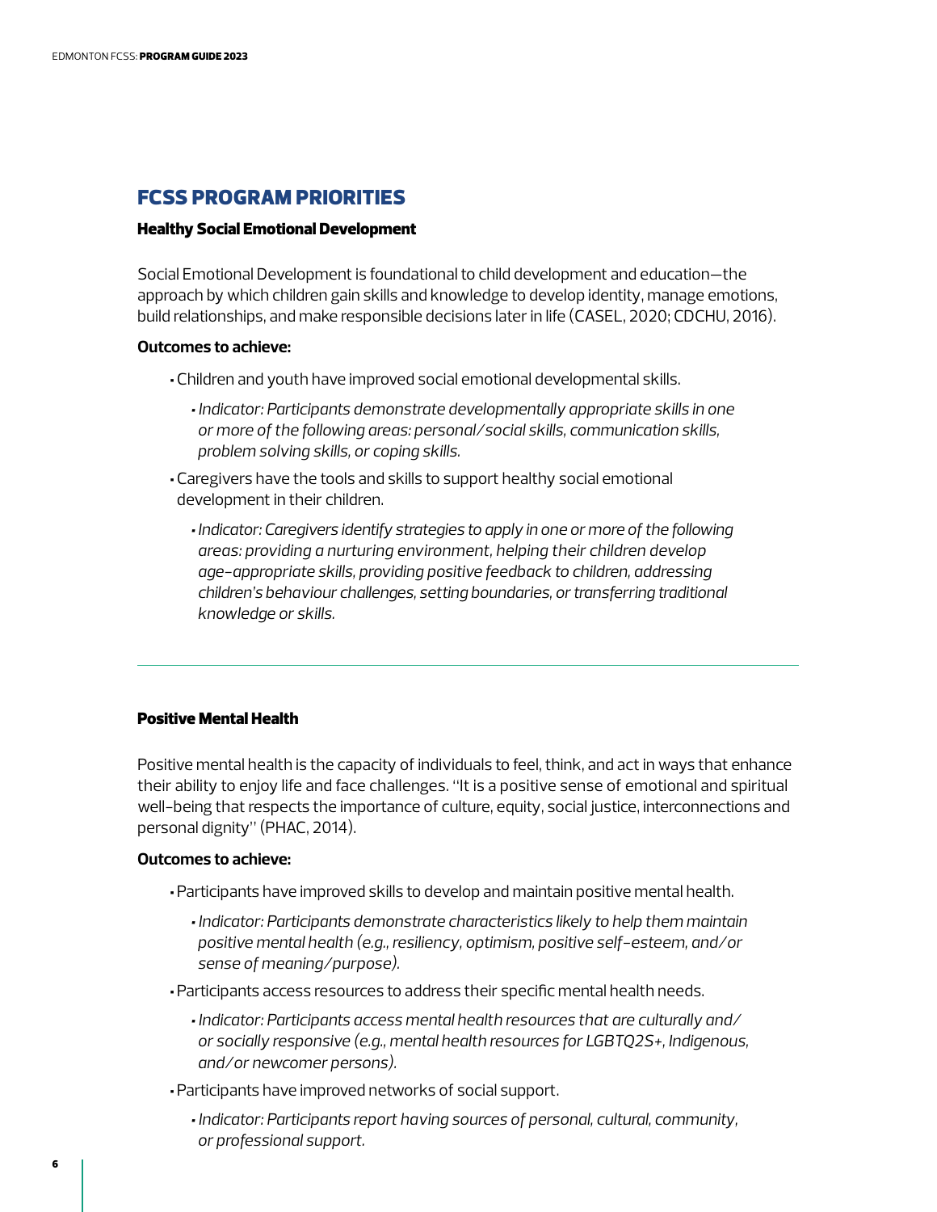## FCSS PROGRAM PRIORITIES

### Healthy Social Emotional Development

Social Emotional Development is foundational to child development and education—the approach by which children gain skills and knowledge to develop identity, manage emotions, build relationships, and make responsible decisions later in life (CASEL, 2020; CDCHU, 2016).

**Outcomes to achieve:**

- Children and youth have improved social emotional developmental skills.
  - *Indicator: Participants demonstrate developmentally appropriate skills in one or more of the following areas: personal/social skills, communication skills, problem solving skills, or coping skills.*
- Caregivers have the tools and skills to support healthy social emotional development in their children.
  - *Indicator: Caregivers identify strategies to apply in one or more of the following areas: providing a nurturing environment, helping their children develop age-appropriate skills, providing positive feedback to children, addressing children's behaviour challenges, setting boundaries, or transferring traditional knowledge or skills.*

---

### Positive Mental Health

Positive mental health is the capacity of individuals to feel, think, and act in ways that enhance their ability to enjoy life and face challenges. "It is a positive sense of emotional and spiritual well-being that respects the importance of culture, equity, social justice, interconnections and personal dignity" (PHAC, 2014).

**Outcomes to achieve:**

- Participants have improved skills to develop and maintain positive mental health.
  - *Indicator: Participants demonstrate characteristics likely to help them maintain positive mental health (e.g., resiliency, optimism, positive self-esteem, and/or sense of meaning/purpose).*
- Participants access resources to address their specific mental health needs.
  - *Indicator: Participants access mental health resources that are culturally and/or socially responsive (e.g., mental health resources for LGBTQ2S+, Indigenous, and/or newcomer persons).*
- Participants have improved networks of social support.
  - *Indicator: Participants report having sources of personal, cultural, community, or professional support.*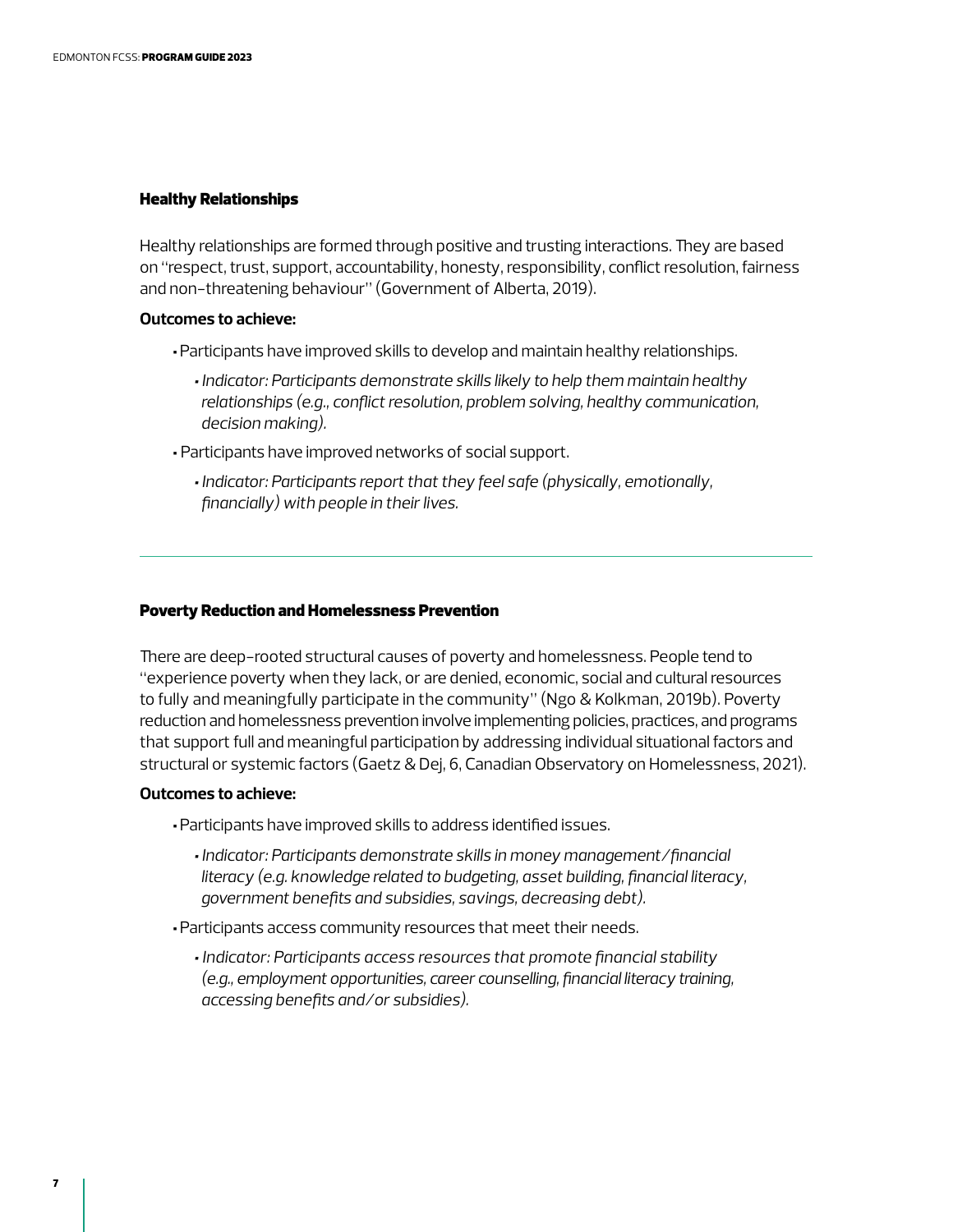### Healthy Relationships

Healthy relationships are formed through positive and trusting interactions. They are based on "respect, trust, support, accountability, honesty, responsibility, conflict resolution, fairness and non-threatening behaviour" (Government of Alberta, 2019).

**Outcomes to achieve:**

- Participants have improved skills to develop and maintain healthy relationships.
  - *Indicator: Participants demonstrate skills likely to help them maintain healthy relationships (e.g., conflict resolution, problem solving, healthy communication, decision making).*
- Participants have improved networks of social support.
  - *Indicator: Participants report that they feel safe (physically, emotionally, financially) with people in their lives.*

---

### Poverty Reduction and Homelessness Prevention

There are deep-rooted structural causes of poverty and homelessness. People tend to "experience poverty when they lack, or are denied, economic, social and cultural resources to fully and meaningfully participate in the community" (Ngo & Kolkman, 2019b). Poverty reduction and homelessness prevention involve implementing policies, practices, and programs that support full and meaningful participation by addressing individual situational factors and structural or systemic factors (Gaetz & Dej, 6, Canadian Observatory on Homelessness, 2021).

**Outcomes to achieve:**

- Participants have improved skills to address identified issues.
  - *Indicator: Participants demonstrate skills in money management/financial literacy (e.g. knowledge related to budgeting, asset building, financial literacy, government benefits and subsidies, savings, decreasing debt).*
- Participants access community resources that meet their needs.
  - *Indicator: Participants access resources that promote financial stability (e.g., employment opportunities, career counselling, financial literacy training, accessing benefits and/or subsidies).*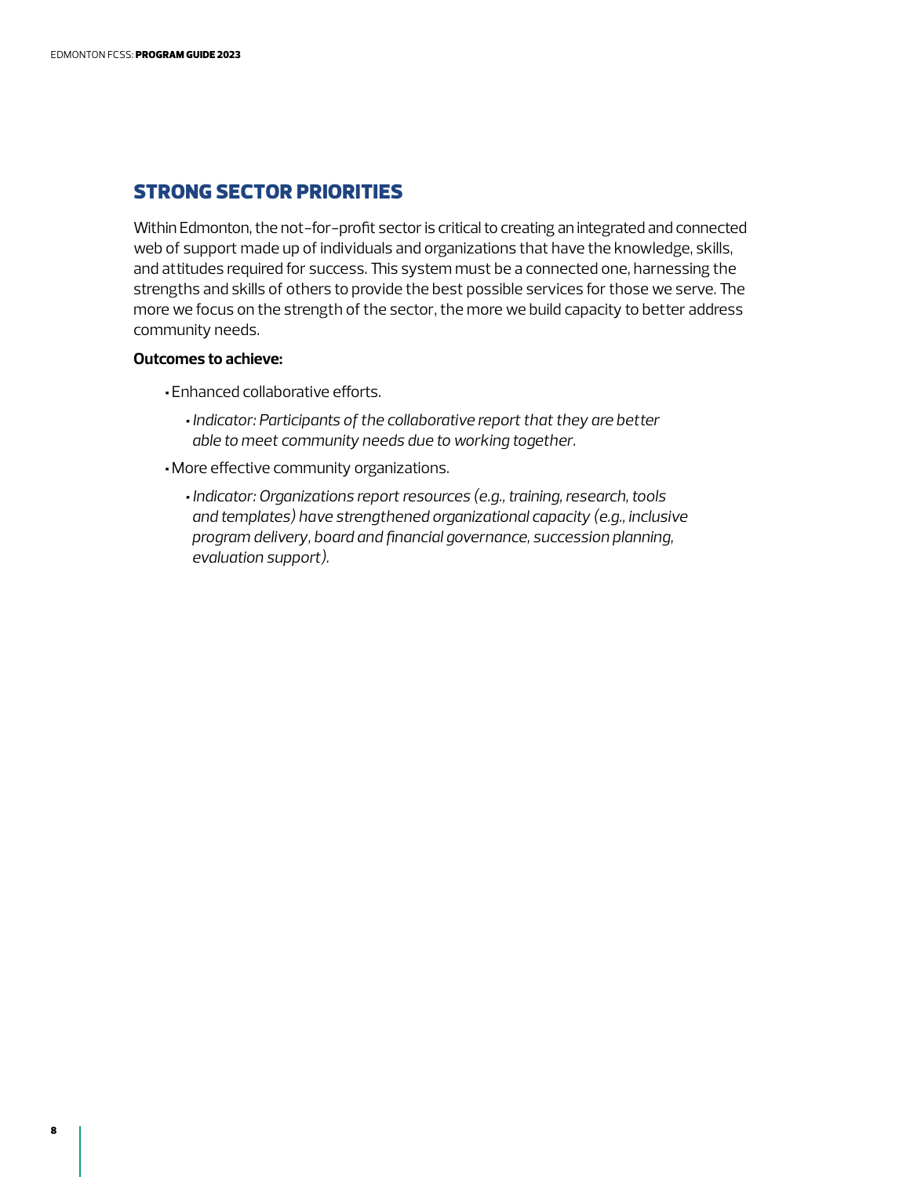## STRONG SECTOR PRIORITIES

Within Edmonton, the not-for-profit sector is critical to creating an integrated and connected web of support made up of individuals and organizations that have the knowledge, skills, and attitudes required for success. This system must be a connected one, harnessing the strengths and skills of others to provide the best possible services for those we serve. The more we focus on the strength of the sector, the more we build capacity to better address community needs.

**Outcomes to achieve:**

- Enhanced collaborative efforts.
  - *Indicator: Participants of the collaborative report that they are better able to meet community needs due to working together.*
- More effective community organizations.
  - *Indicator: Organizations report resources (e.g., training, research, tools and templates) have strengthened organizational capacity (e.g., inclusive program delivery, board and financial governance, succession planning, evaluation support).*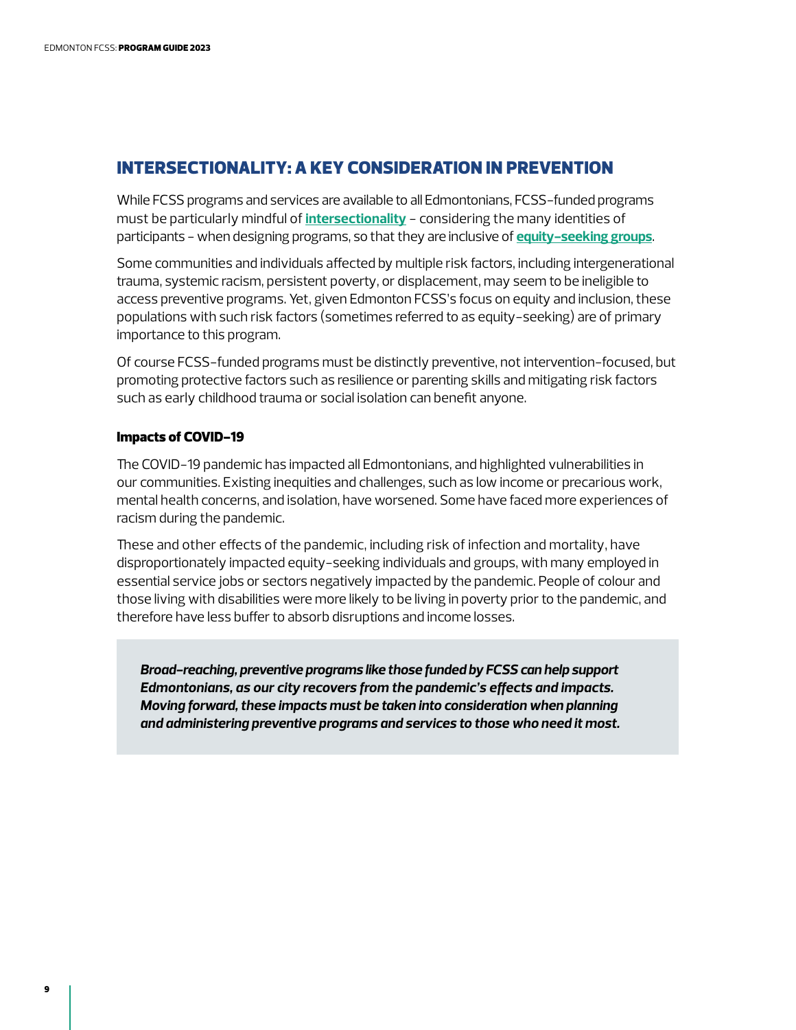## INTERSECTIONALITY: A KEY CONSIDERATION IN PREVENTION

While FCSS programs and services are available to all Edmontonians, FCSS-funded programs must be particularly mindful of **intersectionality** – considering the many identities of participants – when designing programs, so that they are inclusive of **equity-seeking groups**.

Some communities and individuals affected by multiple risk factors, including intergenerational trauma, systemic racism, persistent poverty, or displacement, may seem to be ineligible to access preventive programs. Yet, given Edmonton FCSS's focus on equity and inclusion, these populations with such risk factors (sometimes referred to as equity-seeking) are of primary importance to this program.

Of course FCSS-funded programs must be distinctly preventive, not intervention-focused, but promoting protective factors such as resilience or parenting skills and mitigating risk factors such as early childhood trauma or social isolation can benefit anyone.

### Impacts of COVID-19

The COVID-19 pandemic has impacted all Edmontonians, and highlighted vulnerabilities in our communities. Existing inequities and challenges, such as low income or precarious work, mental health concerns, and isolation, have worsened. Some have faced more experiences of racism during the pandemic.

These and other effects of the pandemic, including risk of infection and mortality, have disproportionately impacted equity-seeking individuals and groups, with many employed in essential service jobs or sectors negatively impacted by the pandemic. People of colour and those living with disabilities were more likely to be living in poverty prior to the pandemic, and therefore have less buffer to absorb disruptions and income losses.

> ***Broad-reaching, preventive programs like those funded by FCSS can help support Edmontonians, as our city recovers from the pandemic's effects and impacts. Moving forward, these impacts must be taken into consideration when planning and administering preventive programs and services to those who need it most.***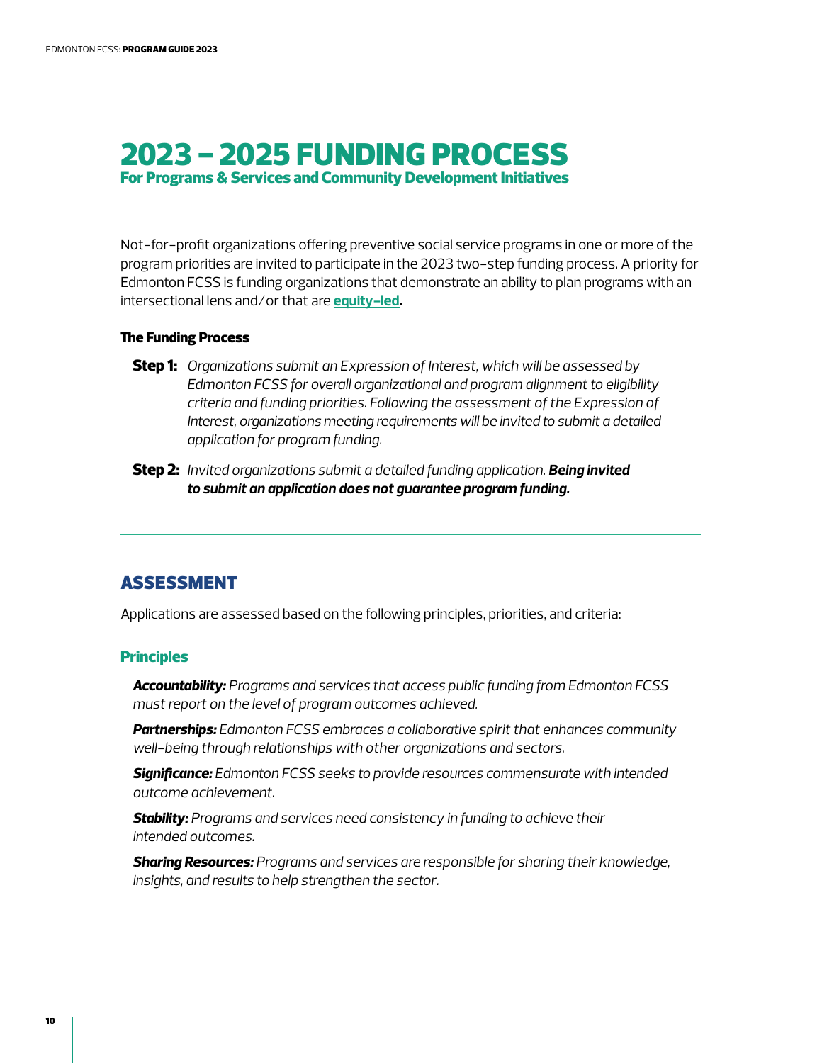# 2023 – 2025 FUNDING PROCESS

### For Programs & Services and Community Development Initiatives

Not-for-profit organizations offering preventive social service programs in one or more of the program priorities are invited to participate in the 2023 two-step funding process. A priority for Edmonton FCSS is funding organizations that demonstrate an ability to plan programs with an intersectional lens and/or that are **equity-led.**

#### The Funding Process

**Step 1:** *Organizations submit an Expression of Interest, which will be assessed by Edmonton FCSS for overall organizational and program alignment to eligibility criteria and funding priorities. Following the assessment of the Expression of Interest, organizations meeting requirements will be invited to submit a detailed application for program funding.*

**Step 2:** *Invited organizations submit a detailed funding application.* ***Being invited to submit an application does not guarantee program funding.***

---

## ASSESSMENT

Applications are assessed based on the following principles, priorities, and criteria:

### Principles

***Accountability:*** *Programs and services that access public funding from Edmonton FCSS must report on the level of program outcomes achieved.*

***Partnerships:*** *Edmonton FCSS embraces a collaborative spirit that enhances community well-being through relationships with other organizations and sectors.*

***Significance:*** *Edmonton FCSS seeks to provide resources commensurate with intended outcome achievement.*

***Stability:*** *Programs and services need consistency in funding to achieve their intended outcomes.*

***Sharing Resources:*** *Programs and services are responsible for sharing their knowledge, insights, and results to help strengthen the sector.*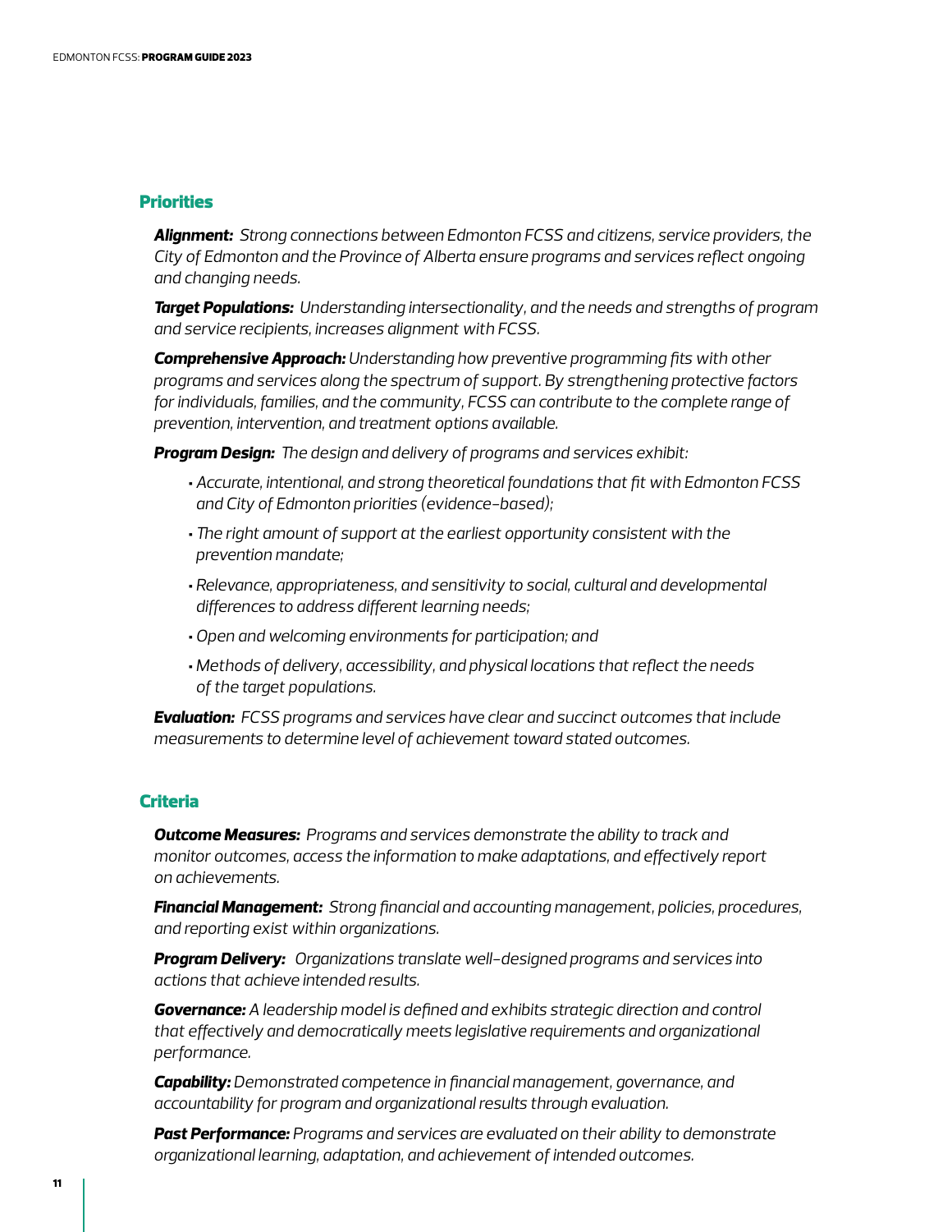## Priorities

***Alignment:*** *Strong connections between Edmonton FCSS and citizens, service providers, the City of Edmonton and the Province of Alberta ensure programs and services reflect ongoing and changing needs.*

***Target Populations:*** *Understanding intersectionality, and the needs and strengths of program and service recipients, increases alignment with FCSS.*

***Comprehensive Approach:*** *Understanding how preventive programming fits with other programs and services along the spectrum of support. By strengthening protective factors for individuals, families, and the community, FCSS can contribute to the complete range of prevention, intervention, and treatment options available.*

***Program Design:*** *The design and delivery of programs and services exhibit:*

- *Accurate, intentional, and strong theoretical foundations that fit with Edmonton FCSS and City of Edmonton priorities (evidence-based);*
- *The right amount of support at the earliest opportunity consistent with the prevention mandate;*
- *Relevance, appropriateness, and sensitivity to social, cultural and developmental differences to address different learning needs;*
- *Open and welcoming environments for participation; and*
- *Methods of delivery, accessibility, and physical locations that reflect the needs of the target populations.*

***Evaluation:*** *FCSS programs and services have clear and succinct outcomes that include measurements to determine level of achievement toward stated outcomes.*

## Criteria

***Outcome Measures:*** *Programs and services demonstrate the ability to track and monitor outcomes, access the information to make adaptations, and effectively report on achievements.*

***Financial Management:*** *Strong financial and accounting management, policies, procedures, and reporting exist within organizations.*

***Program Delivery:*** *Organizations translate well-designed programs and services into actions that achieve intended results.*

***Governance:*** *A leadership model is defined and exhibits strategic direction and control that effectively and democratically meets legislative requirements and organizational performance.*

***Capability:*** *Demonstrated competence in financial management, governance, and accountability for program and organizational results through evaluation.*

***Past Performance:*** *Programs and services are evaluated on their ability to demonstrate organizational learning, adaptation, and achievement of intended outcomes.*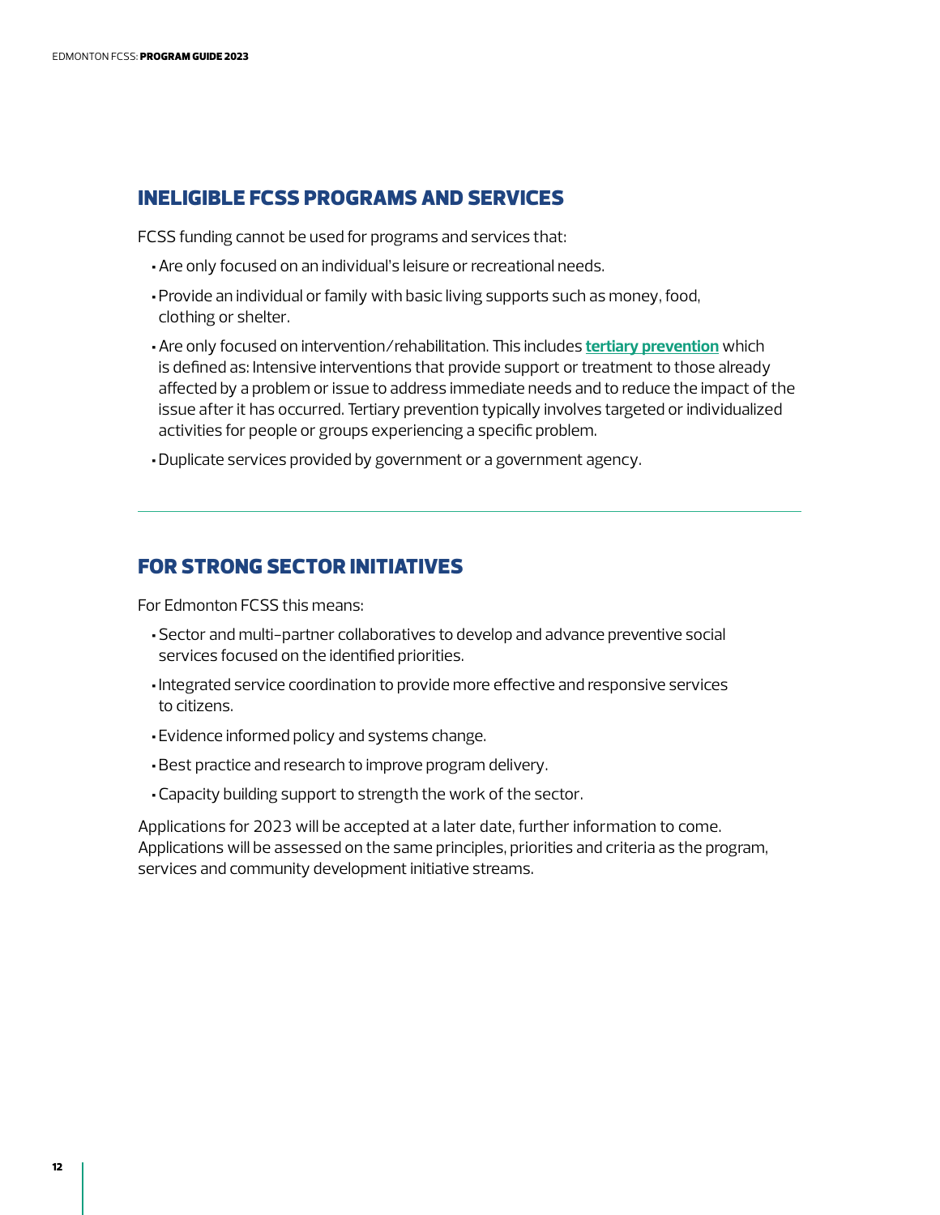## INELIGIBLE FCSS PROGRAMS AND SERVICES

FCSS funding cannot be used for programs and services that:

- Are only focused on an individual's leisure or recreational needs.
- Provide an individual or family with basic living supports such as money, food, clothing or shelter.
- Are only focused on intervention/rehabilitation. This includes **tertiary prevention** which is defined as: Intensive interventions that provide support or treatment to those already affected by a problem or issue to address immediate needs and to reduce the impact of the issue after it has occurred. Tertiary prevention typically involves targeted or individualized activities for people or groups experiencing a specific problem.
- Duplicate services provided by government or a government agency.

---

## FOR STRONG SECTOR INITIATIVES

For Edmonton FCSS this means:

- Sector and multi-partner collaboratives to develop and advance preventive social services focused on the identified priorities.
- Integrated service coordination to provide more effective and responsive services to citizens.
- Evidence informed policy and systems change.
- Best practice and research to improve program delivery.
- Capacity building support to strength the work of the sector.

Applications for 2023 will be accepted at a later date, further information to come. Applications will be assessed on the same principles, priorities and criteria as the program, services and community development initiative streams.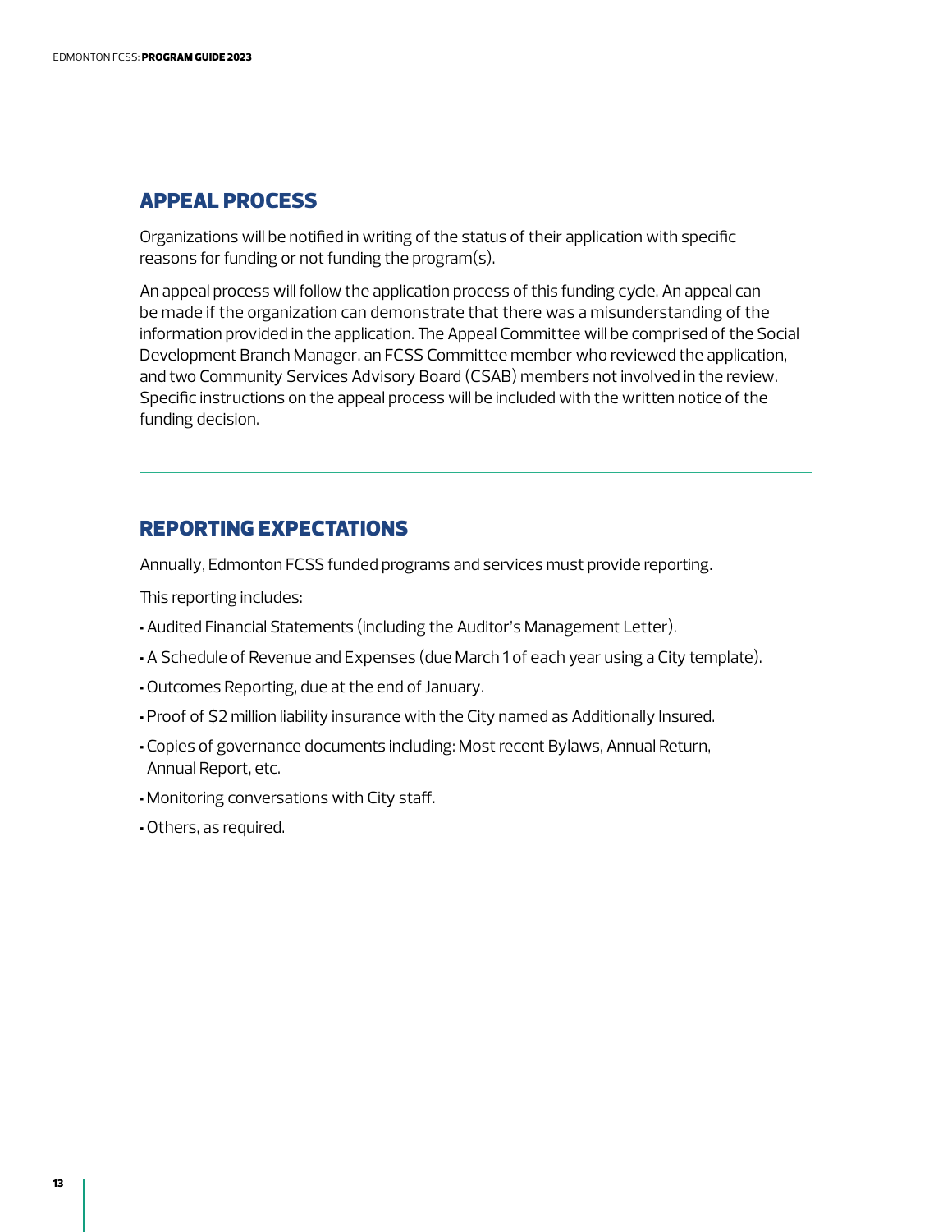## APPEAL PROCESS

Organizations will be notified in writing of the status of their application with specific reasons for funding or not funding the program(s).

An appeal process will follow the application process of this funding cycle. An appeal can be made if the organization can demonstrate that there was a misunderstanding of the information provided in the application. The Appeal Committee will be comprised of the Social Development Branch Manager, an FCSS Committee member who reviewed the application, and two Community Services Advisory Board (CSAB) members not involved in the review. Specific instructions on the appeal process will be included with the written notice of the funding decision.

---

## REPORTING EXPECTATIONS

Annually, Edmonton FCSS funded programs and services must provide reporting.

This reporting includes:

- Audited Financial Statements (including the Auditor's Management Letter).
- A Schedule of Revenue and Expenses (due March 1 of each year using a City template).
- Outcomes Reporting, due at the end of January.
- Proof of $2 million liability insurance with the City named as Additionally Insured.
- Copies of governance documents including: Most recent Bylaws, Annual Return, Annual Report, etc.
- Monitoring conversations with City staff.
- Others, as required.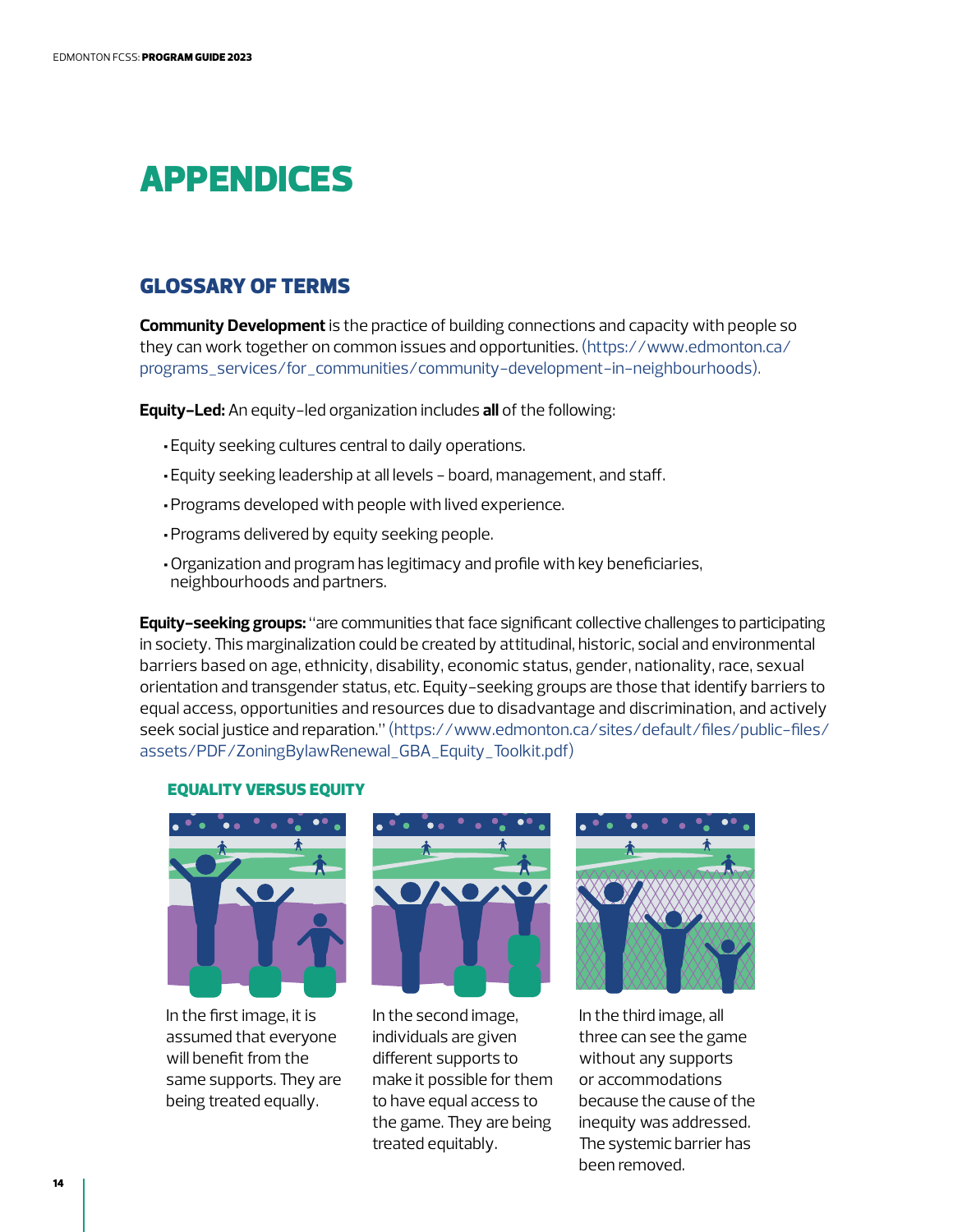# APPENDICES

## GLOSSARY OF TERMS

**Community Development** is the practice of building connections and capacity with people so they can work together on common issues and opportunities. (https://www.edmonton.ca/programs_services/for_communities/community-development-in-neighbourhoods).

**Equity-Led:** An equity-led organization includes **all** of the following:

- Equity seeking cultures central to daily operations.
- Equity seeking leadership at all levels - board, management, and staff.
- Programs developed with people with lived experience.
- Programs delivered by equity seeking people.
- Organization and program has legitimacy and profile with key beneficiaries, neighbourhoods and partners.

**Equity-seeking groups:** "are communities that face significant collective challenges to participating in society. This marginalization could be created by attitudinal, historic, social and environmental barriers based on age, ethnicity, disability, economic status, gender, nationality, race, sexual orientation and transgender status, etc. Equity-seeking groups are those that identify barriers to equal access, opportunities and resources due to disadvantage and discrimination, and actively seek social justice and reparation." (https://www.edmonton.ca/sites/default/files/public-files/assets/PDF/ZoningBylawRenewal_GBA_Equity_Toolkit.pdf)

### EQUALITY VERSUS EQUITY

In the first image, it is assumed that everyone will benefit from the same supports. They are being treated equally.

In the second image, individuals are given different supports to make it possible for them to have equal access to the game. They are being treated equitably.

In the third image, all three can see the game without any supports or accommodations because the cause of the inequity was addressed. The systemic barrier has been removed.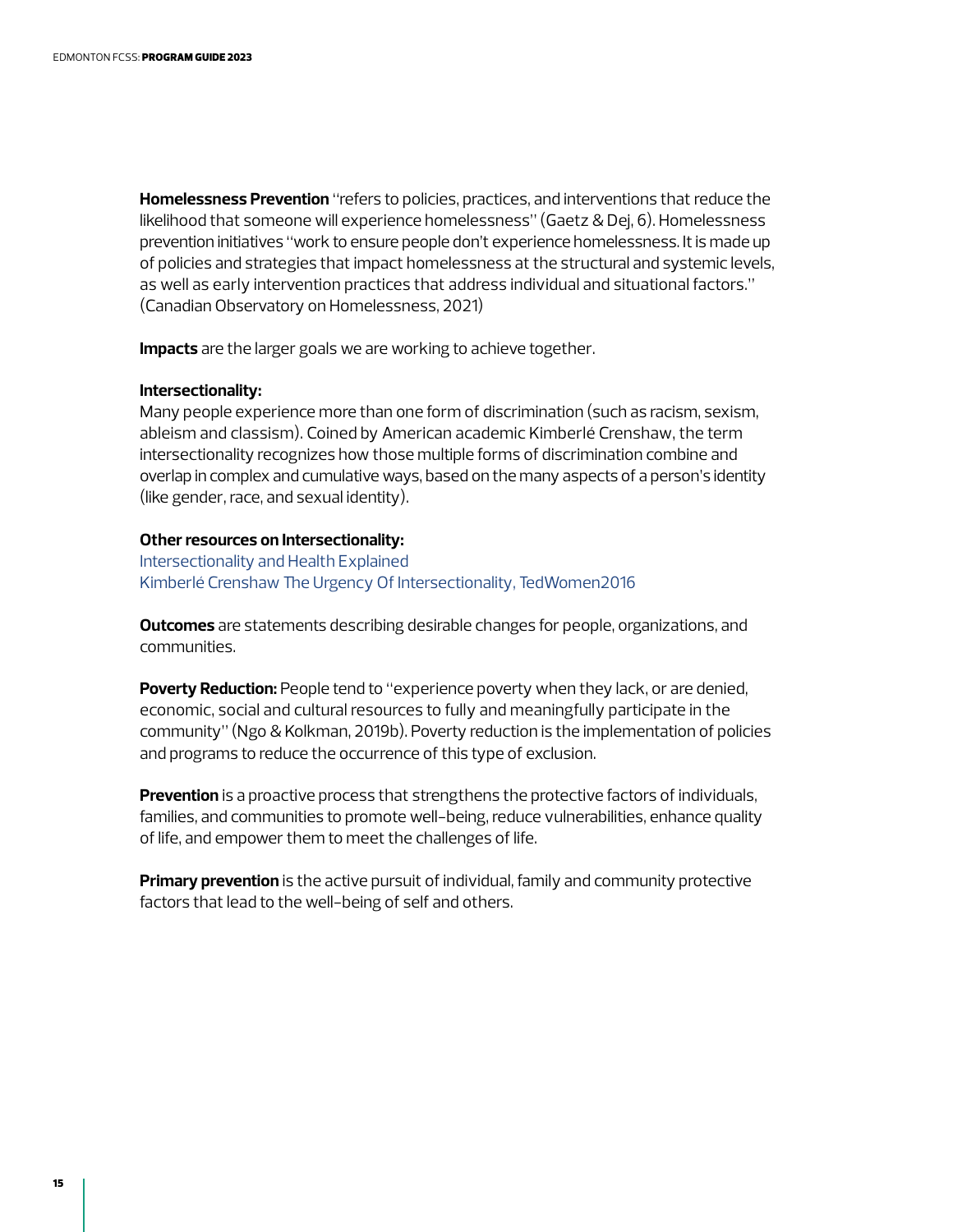**Homelessness Prevention** "refers to policies, practices, and interventions that reduce the likelihood that someone will experience homelessness" (Gaetz & Dej, 6). Homelessness prevention initiatives "work to ensure people don't experience homelessness. It is made up of policies and strategies that impact homelessness at the structural and systemic levels, as well as early intervention practices that address individual and situational factors." (Canadian Observatory on Homelessness, 2021)

**Impacts** are the larger goals we are working to achieve together.

**Intersectionality:**
Many people experience more than one form of discrimination (such as racism, sexism, ableism and classism). Coined by American academic Kimberlé Crenshaw, the term intersectionality recognizes how those multiple forms of discrimination combine and overlap in complex and cumulative ways, based on the many aspects of a person's identity (like gender, race, and sexual identity).

**Other resources on Intersectionality:**
Intersectionality and Health Explained
Kimberlé Crenshaw The Urgency Of Intersectionality, TedWomen2016

**Outcomes** are statements describing desirable changes for people, organizations, and communities.

**Poverty Reduction:** People tend to "experience poverty when they lack, or are denied, economic, social and cultural resources to fully and meaningfully participate in the community" (Ngo & Kolkman, 2019b). Poverty reduction is the implementation of policies and programs to reduce the occurrence of this type of exclusion.

**Prevention** is a proactive process that strengthens the protective factors of individuals, families, and communities to promote well-being, reduce vulnerabilities, enhance quality of life, and empower them to meet the challenges of life.

**Primary prevention** is the active pursuit of individual, family and community protective factors that lead to the well-being of self and others.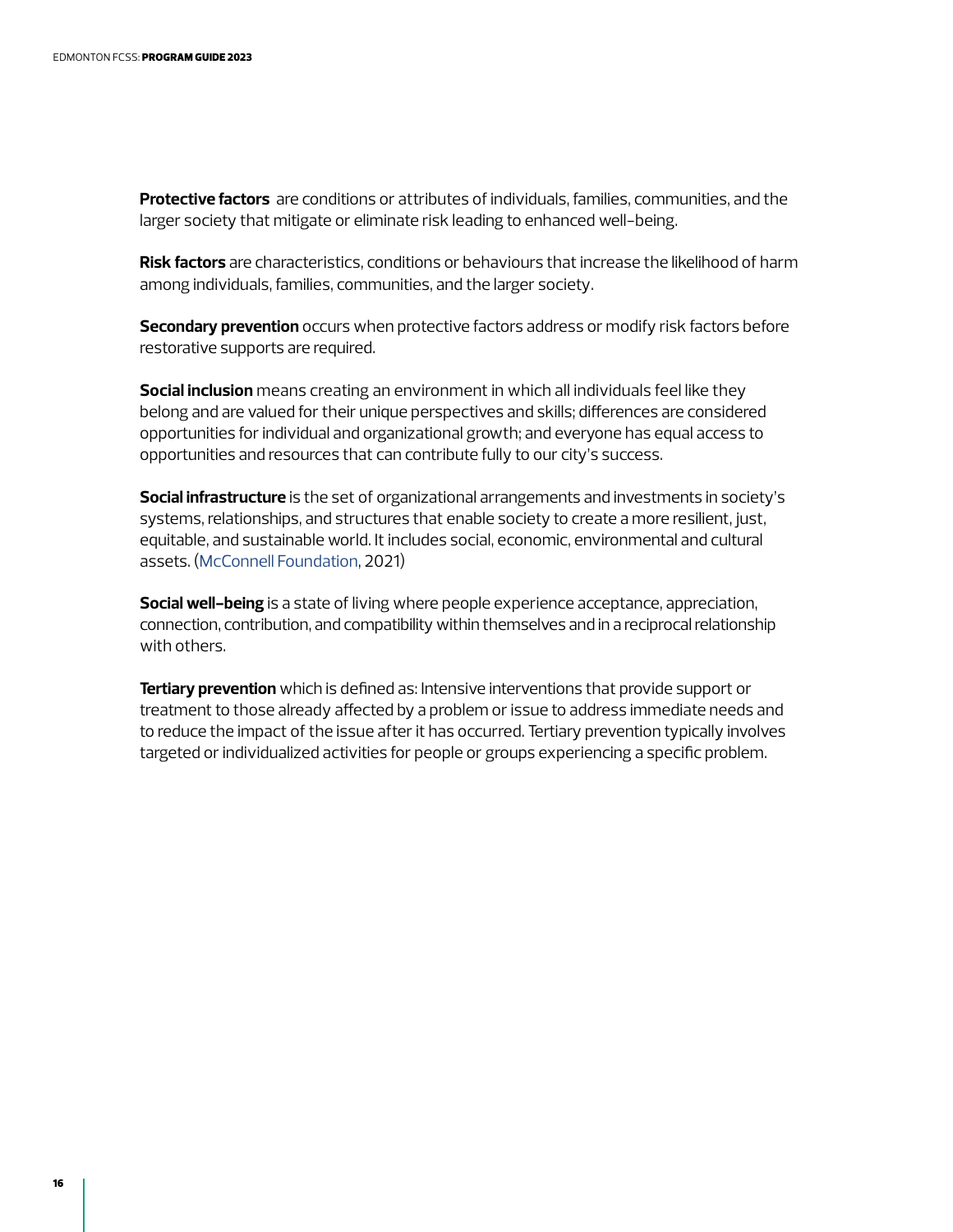**Protective factors** are conditions or attributes of individuals, families, communities, and the larger society that mitigate or eliminate risk leading to enhanced well-being.

**Risk factors** are characteristics, conditions or behaviours that increase the likelihood of harm among individuals, families, communities, and the larger society.

**Secondary prevention** occurs when protective factors address or modify risk factors before restorative supports are required.

**Social inclusion** means creating an environment in which all individuals feel like they belong and are valued for their unique perspectives and skills; differences are considered opportunities for individual and organizational growth; and everyone has equal access to opportunities and resources that can contribute fully to our city's success.

**Social infrastructure** is the set of organizational arrangements and investments in society's systems, relationships, and structures that enable society to create a more resilient, just, equitable, and sustainable world. It includes social, economic, environmental and cultural assets. (McConnell Foundation, 2021)

**Social well-being** is a state of living where people experience acceptance, appreciation, connection, contribution, and compatibility within themselves and in a reciprocal relationship with others.

**Tertiary prevention** which is defined as: Intensive interventions that provide support or treatment to those already affected by a problem or issue to address immediate needs and to reduce the impact of the issue after it has occurred. Tertiary prevention typically involves targeted or individualized activities for people or groups experiencing a specific problem.